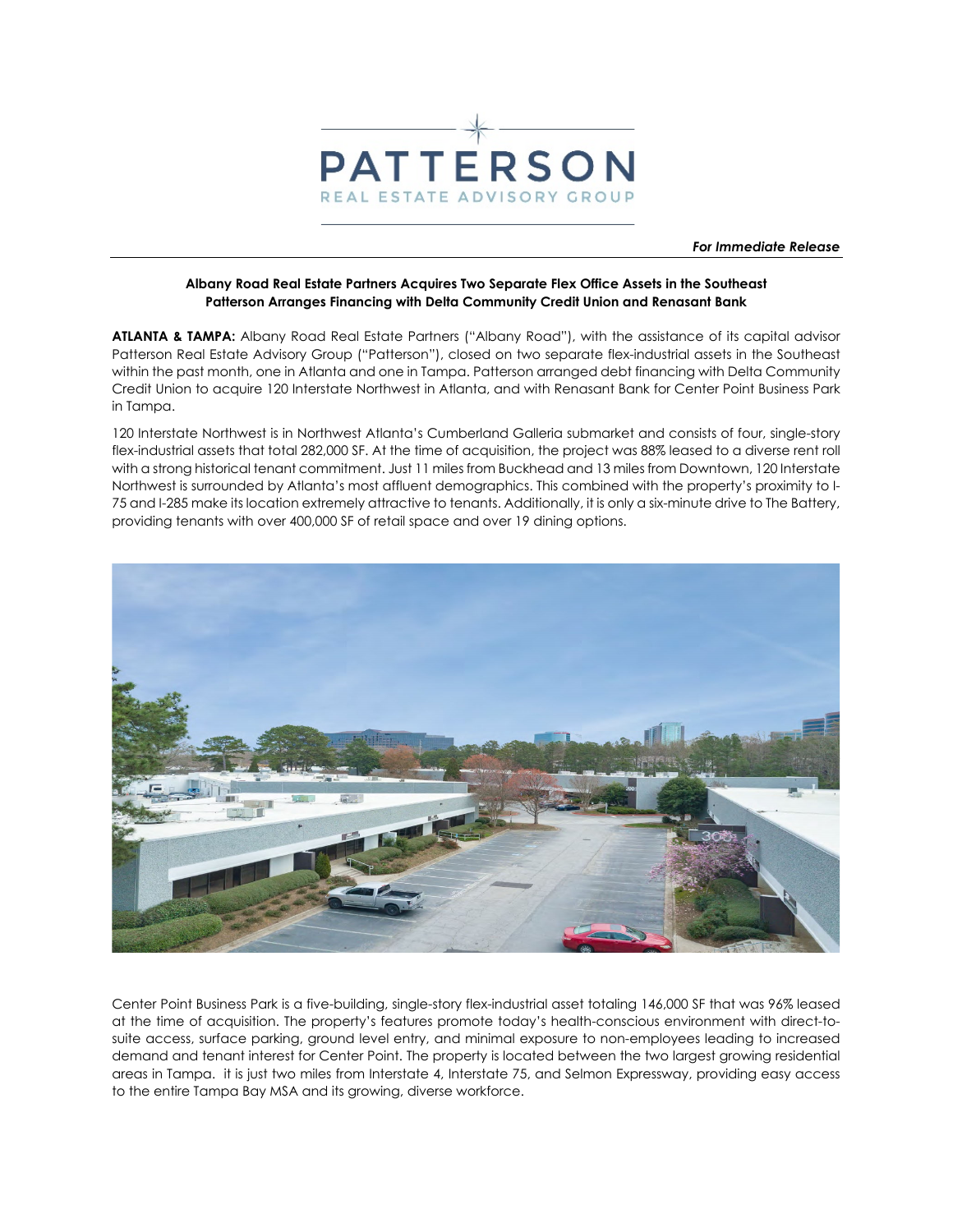PATTERSON

REAL ESTATE ADVISORY GROUP

***For Immediate Release***

**Albany Road Real Estate Partners Acquires Two Separate Flex Office Assets in the Southeast**
**Patterson Arranges Financing with Delta Community Credit Union and Renasant Bank**

**ATLANTA & TAMPA:** Albany Road Real Estate Partners ("Albany Road"), with the assistance of its capital advisor Patterson Real Estate Advisory Group ("Patterson"), closed on two separate flex-industrial assets in the Southeast within the past month, one in Atlanta and one in Tampa. Patterson arranged debt financing with Delta Community Credit Union to acquire 120 Interstate Northwest in Atlanta, and with Renasant Bank for Center Point Business Park in Tampa.

120 Interstate Northwest is in Northwest Atlanta's Cumberland Galleria submarket and consists of four, single-story flex-industrial assets that total 282,000 SF. At the time of acquisition, the project was 88% leased to a diverse rent roll with a strong historical tenant commitment. Just 11 miles from Buckhead and 13 miles from Downtown, 120 Interstate Northwest is surrounded by Atlanta's most affluent demographics. This combined with the property's proximity to I-75 and I-285 make its location extremely attractive to tenants. Additionally, it is only a six-minute drive to The Battery, providing tenants with over 400,000 SF of retail space and over 19 dining options.

Center Point Business Park is a five-building, single-story flex-industrial asset totaling 146,000 SF that was 96% leased at the time of acquisition. The property's features promote today's health-conscious environment with direct-to-suite access, surface parking, ground level entry, and minimal exposure to non-employees leading to increased demand and tenant interest for Center Point. The property is located between the two largest growing residential areas in Tampa. it is just two miles from Interstate 4, Interstate 75, and Selmon Expressway, providing easy access to the entire Tampa Bay MSA and its growing, diverse workforce.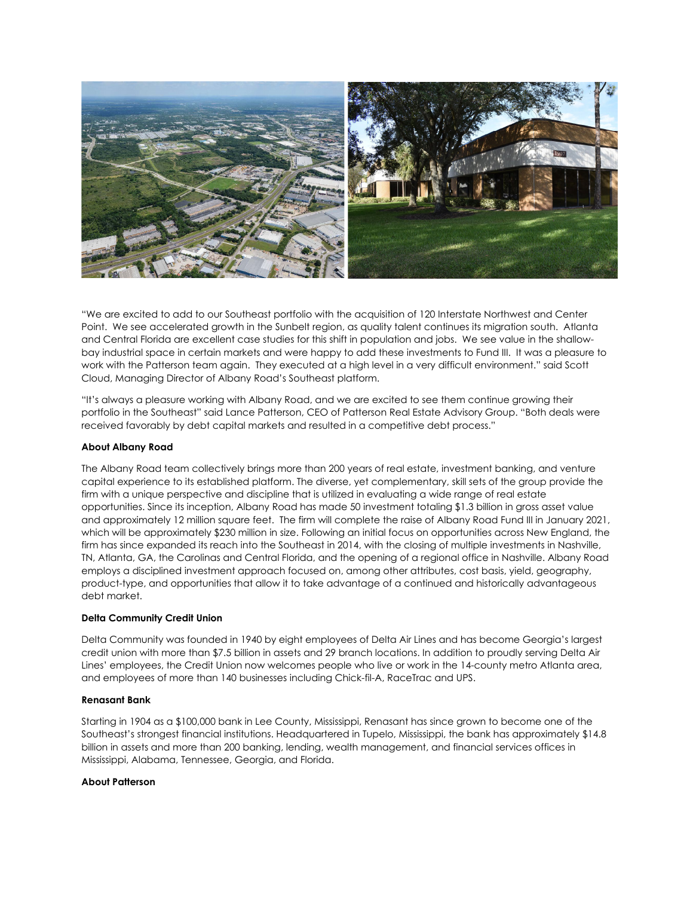"We are excited to add to our Southeast portfolio with the acquisition of 120 Interstate Northwest and Center Point. We see accelerated growth in the Sunbelt region, as quality talent continues its migration south. Atlanta and Central Florida are excellent case studies for this shift in population and jobs. We see value in the shallow-bay industrial space in certain markets and were happy to add these investments to Fund III. It was a pleasure to work with the Patterson team again. They executed at a high level in a very difficult environment." said Scott Cloud, Managing Director of Albany Road's Southeast platform.

"It's always a pleasure working with Albany Road, and we are excited to see them continue growing their portfolio in the Southeast" said Lance Patterson, CEO of Patterson Real Estate Advisory Group. "Both deals were received favorably by debt capital markets and resulted in a competitive debt process."

**About Albany Road**

The Albany Road team collectively brings more than 200 years of real estate, investment banking, and venture capital experience to its established platform. The diverse, yet complementary, skill sets of the group provide the firm with a unique perspective and discipline that is utilized in evaluating a wide range of real estate opportunities. Since its inception, Albany Road has made 50 investment totaling $1.3 billion in gross asset value and approximately 12 million square feet. The firm will complete the raise of Albany Road Fund III in January 2021, which will be approximately $230 million in size. Following an initial focus on opportunities across New England, the firm has since expanded its reach into the Southeast in 2014, with the closing of multiple investments in Nashville, TN, Atlanta, GA, the Carolinas and Central Florida, and the opening of a regional office in Nashville. Albany Road employs a disciplined investment approach focused on, among other attributes, cost basis, yield, geography, product-type, and opportunities that allow it to take advantage of a continued and historically advantageous debt market.

**Delta Community Credit Union**

Delta Community was founded in 1940 by eight employees of Delta Air Lines and has become Georgia's largest credit union with more than $7.5 billion in assets and 29 branch locations. In addition to proudly serving Delta Air Lines' employees, the Credit Union now welcomes people who live or work in the 14-county metro Atlanta area, and employees of more than 140 businesses including Chick-fil-A, RaceTrac and UPS.

**Renasant Bank**

Starting in 1904 as a $100,000 bank in Lee County, Mississippi, Renasant has since grown to become one of the Southeast's strongest financial institutions. Headquartered in Tupelo, Mississippi, the bank has approximately $14.8 billion in assets and more than 200 banking, lending, wealth management, and financial services offices in Mississippi, Alabama, Tennessee, Georgia, and Florida.

**About Patterson**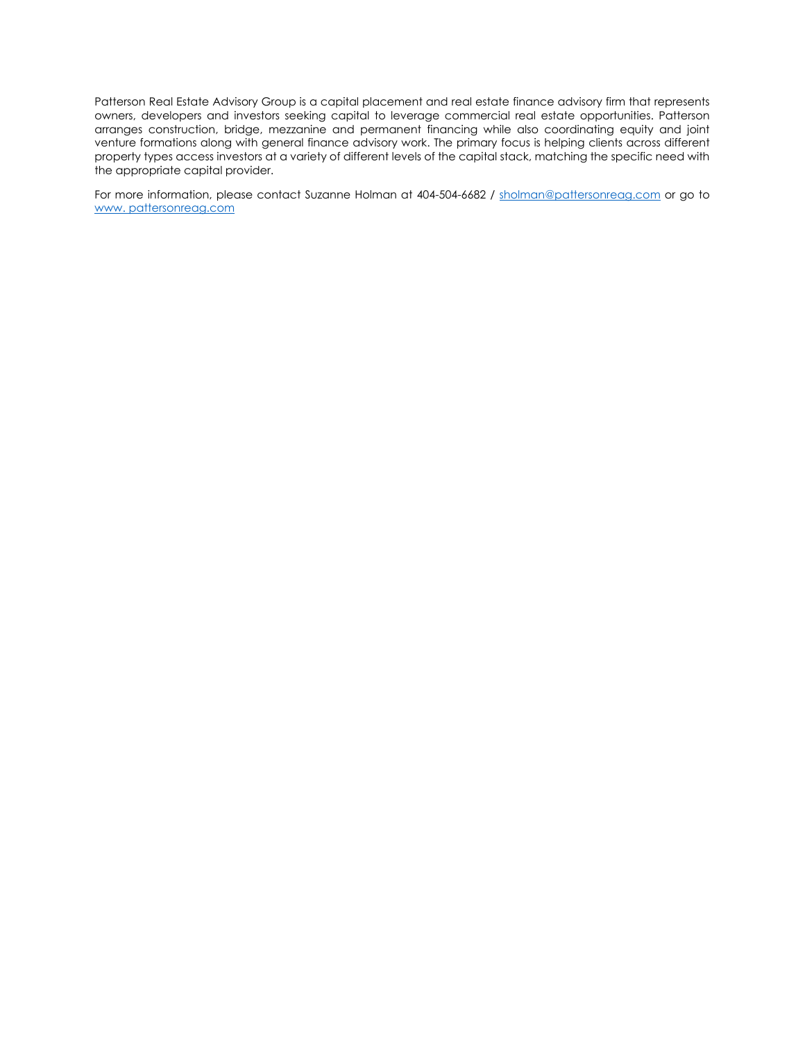Patterson Real Estate Advisory Group is a capital placement and real estate finance advisory firm that represents owners, developers and investors seeking capital to leverage commercial real estate opportunities. Patterson arranges construction, bridge, mezzanine and permanent financing while also coordinating equity and joint venture formations along with general finance advisory work. The primary focus is helping clients across different property types access investors at a variety of different levels of the capital stack, matching the specific need with the appropriate capital provider.

For more information, please contact Suzanne Holman at 404-504-6682 / sholman@pattersonreag.com or go to www. pattersonreag.com